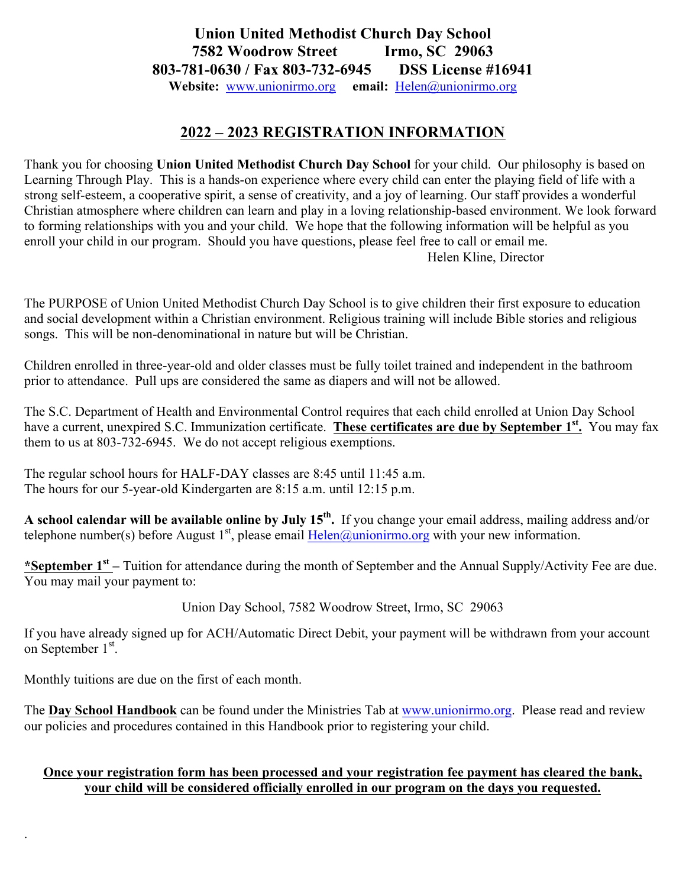# Union United Methodist Church Day School

**7582 Woodrow Street Irmo, SC 29063**

**803-781-0630 / Fax 803-732-6945 DSS License #16941**

**Website:** www.unionirmo.org **email:** Helen@unionirmo.org

## 2022 – 2023 REGISTRATION INFORMATION

Thank you for choosing **Union United Methodist Church Day School** for your child. Our philosophy is based on Learning Through Play. This is a hands-on experience where every child can enter the playing field of life with a strong self-esteem, a cooperative spirit, a sense of creativity, and a joy of learning. Our staff provides a wonderful Christian atmosphere where children can learn and play in a loving relationship-based environment. We look forward to forming relationships with you and your child. We hope that the following information will be helpful as you enroll your child in our program. Should you have questions, please feel free to call or email me.

Helen Kline, Director

The PURPOSE of Union United Methodist Church Day School is to give children their first exposure to education and social development within a Christian environment. Religious training will include Bible stories and religious songs. This will be non-denominational in nature but will be Christian.

Children enrolled in three-year-old and older classes must be fully toilet trained and independent in the bathroom prior to attendance. Pull ups are considered the same as diapers and will not be allowed.

The S.C. Department of Health and Environmental Control requires that each child enrolled at Union Day School have a current, unexpired S.C. Immunization certificate. **These certificates are due by September 1st.** You may fax them to us at 803-732-6945. We do not accept religious exemptions.

The regular school hours for HALF-DAY classes are 8:45 until 11:45 a.m.
The hours for our 5-year-old Kindergarten are 8:15 a.m. until 12:15 p.m.

**A school calendar will be available online by July 15th.** If you change your email address, mailing address and/or telephone number(s) before August 1st, please email Helen@unionirmo.org with your new information.

**\*September 1st** – Tuition for attendance during the month of September and the Annual Supply/Activity Fee are due. You may mail your payment to:

Union Day School, 7582 Woodrow Street, Irmo, SC 29063

If you have already signed up for ACH/Automatic Direct Debit, your payment will be withdrawn from your account on September 1st.

Monthly tuitions are due on the first of each month.

The **Day School Handbook** can be found under the Ministries Tab at www.unionirmo.org. Please read and review our policies and procedures contained in this Handbook prior to registering your child.

**Once your registration form has been processed and your registration fee payment has cleared the bank, your child will be considered officially enrolled in our program on the days you requested.**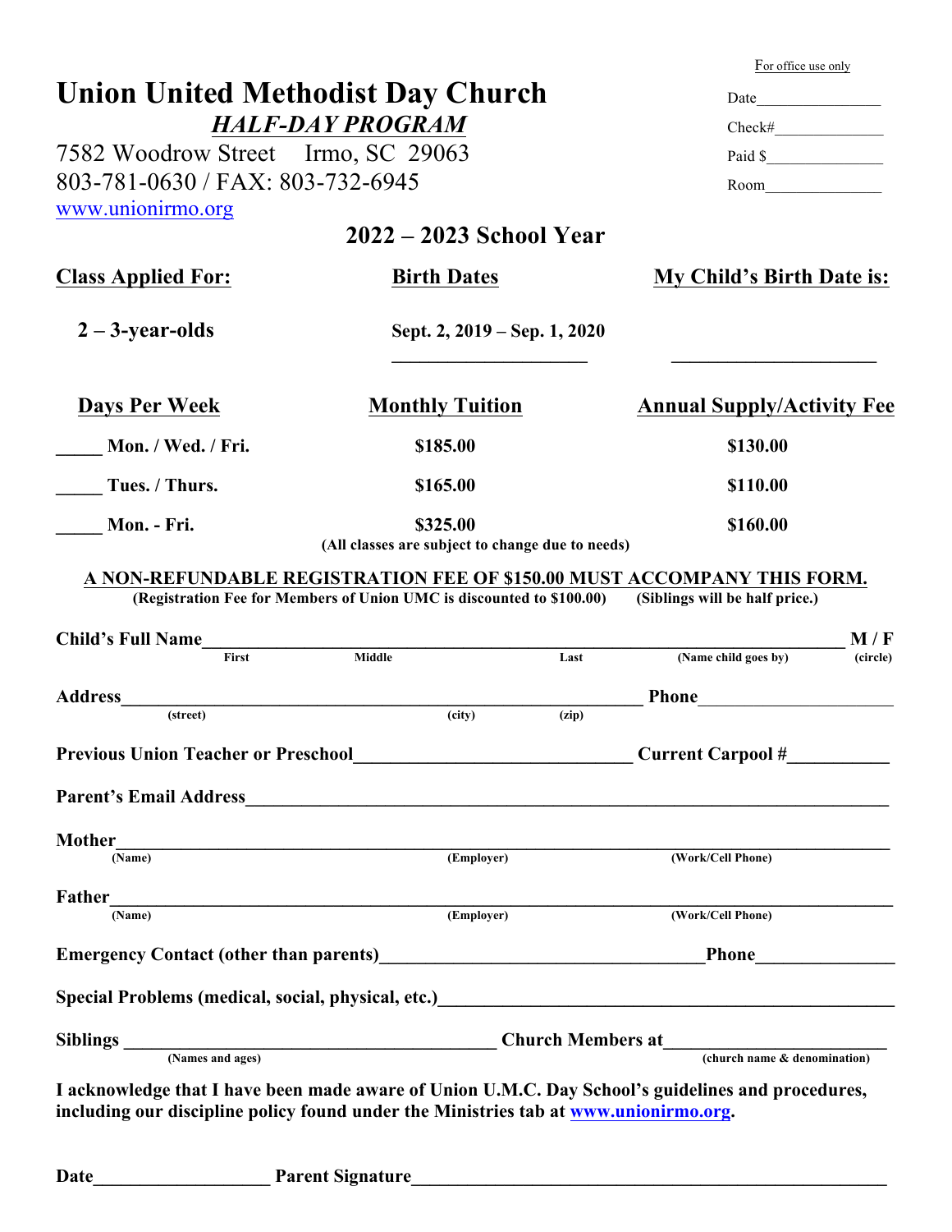For office use only

Date_______________

Check#_____________

Paid $_____________

Room______________

# Union United Methodist Day Church

## *HALF-DAY PROGRAM*

7582 Woodrow Street Irmo, SC 29063

803-781-0630 / FAX: 803-732-6945

www.unionirmo.org

## 2022 – 2023 School Year

| Class Applied For: | Birth Dates | My Child's Birth Date is: |
|---|---|---|
| **2 – 3-year-olds** | **Sept. 2, 2019 – Sep. 1, 2020** | ____________________ |

| Days Per Week | Monthly Tuition | Annual Supply/Activity Fee |
|---|---|---|
| _____ Mon. / Wed. / Fri. | $185.00 | $130.00 |
| _____ Tues. / Thurs. | $165.00 | $110.00 |
| _____ Mon. - Fri. | $325.00 | $160.00 |

(All classes are subject to change due to needs)

**A NON-REFUNDABLE REGISTRATION FEE OF $150.00 MUST ACCOMPANY THIS FORM.**

(Registration Fee for Members of Union UMC is discounted to $100.00) (Siblings will be half price.)

**Child's Full Name**__________________________________________________ **M / F**
(First) (Middle) (Last) (Name child goes by) (circle)

**Address**______________________________________________ **Phone**___________________
(street) (city) (zip)

**Previous Union Teacher or Preschool**_________________________ **Current Carpool #**__________

**Parent's Email Address**______________________________________________________

**Mother**______________________________________________________________
(Name) (Employer) (Work/Cell Phone)

**Father**______________________________________________________________
(Name) (Employer) (Work/Cell Phone)

**Emergency Contact (other than parents)**_____________________________ **Phone**______________

**Special Problems (medical, social, physical, etc.)**_____________________________________________

**Siblings** __________________________________ **Church Members at**_______________________
(Names and ages) (church name & denomination)

**I acknowledge that I have been made aware of Union U.M.C. Day School's guidelines and procedures, including our discipline policy found under the Ministries tab at www.unionirmo.org.**

**Date**_________________ **Parent Signature**______________________________________________